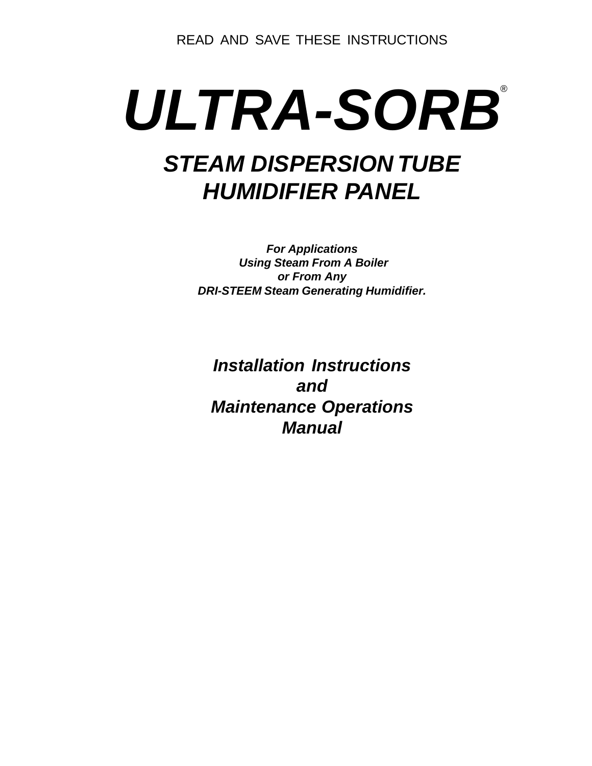READ AND SAVE THESE INSTRUCTIONS

# *ULTRA-SORB®*

## *STEAM DISPERSION TUBE HUMIDIFIER PANEL*

***For Applications***
***Using Steam From A Boiler***
***or From Any***
***DRI-STEEM Steam Generating Humidifier.***

***Installation Instructions***
***and***
***Maintenance Operations***
***Manual***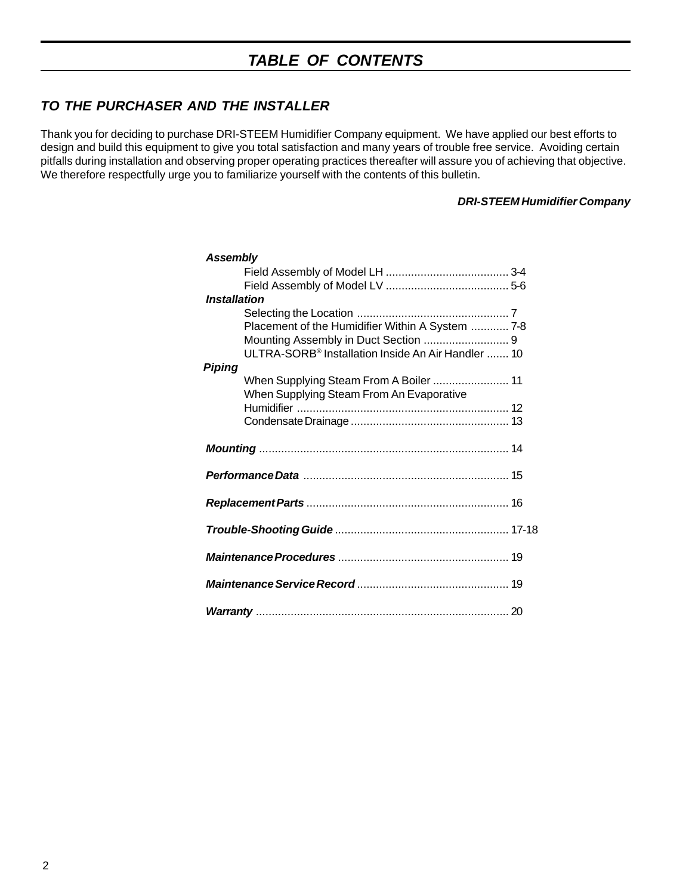# TABLE OF CONTENTS

## TO THE PURCHASER AND THE INSTALLER

Thank you for deciding to purchase DRI-STEEM Humidifier Company equipment. We have applied our best efforts to design and build this equipment to give you total satisfaction and many years of trouble free service. Avoiding certain pitfalls during installation and observing proper operating practices thereafter will assure you of achieving that objective. We therefore respectfully urge you to familiarize yourself with the contents of this bulletin.

***DRI-STEEM Humidifier Company***

***Assembly***

- Field Assembly of Model LH ....................................... 3-4
- Field Assembly of Model LV ....................................... 5-6

***Installation***

- Selecting the Location ................................................ 7
- Placement of the Humidifier Within A System ............ 7-8
- Mounting Assembly in Duct Section ........................... 9
- ULTRA-SORB® Installation Inside An Air Handler ....... 10

***Piping***

- When Supplying Steam From A Boiler ........................ 11
- When Supplying Steam From An Evaporative Humidifier .................................................................. 12
- Condensate Drainage .................................................. 13

***Mounting*** ............................................................................... 14

***Performance Data*** ................................................................. 15

***Replacement Parts*** ................................................................ 16

***Trouble-Shooting Guide*** ....................................................... 17-18

***Maintenance Procedures*** ...................................................... 19

***Maintenance Service Record*** ................................................ 19

***Warranty*** ................................................................................ 20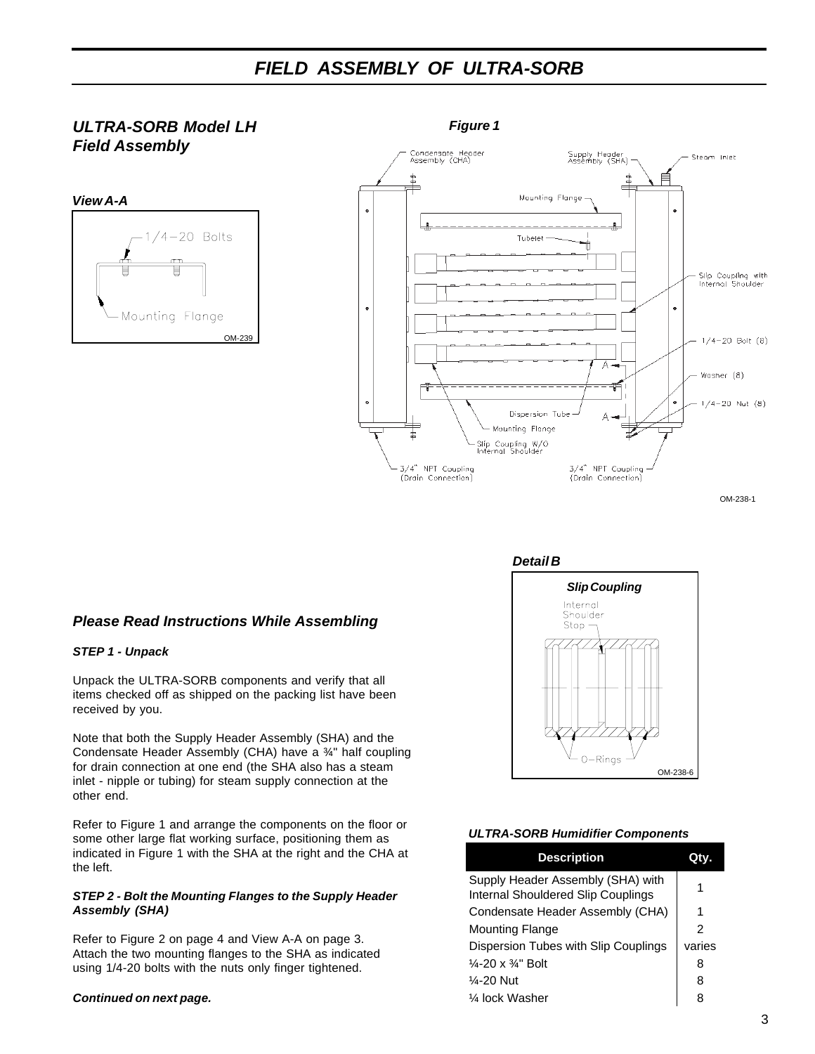# FIELD ASSEMBLY OF ULTRA-SORB

## ULTRA-SORB Model LH Field Assembly

*View A-A*

1/4-20 Bolts

Mounting Flange

OM-239

*Figure 1*

Condensate Header Assembly (CHA)

Supply Header Assembly (SHA)

Steam Inlet

Mounting Flange

Tubelet

Slip Coupling with Internal Shoulder

1/4-20 Bolt (8)

Washer (8)

1/4-20 Nut (8)

Dispersion Tube

Mounting Flange

Slip Coupling W/O Internal Shoulder

3/4" NPT Coupling (Drain Connection)

3/4" NPT Coupling (Drain Connection)

OM-238-1

### Please Read Instructions While Assembling

**STEP 1 - Unpack**

Unpack the ULTRA-SORB components and verify that all items checked off as shipped on the packing list have been received by you.

Note that both the Supply Header Assembly (SHA) and the Condensate Header Assembly (CHA) have a ¾" half coupling for drain connection at one end (the SHA also has a steam inlet - nipple or tubing) for steam supply connection at the other end.

Refer to Figure 1 and arrange the components on the floor or some other large flat working surface, positioning them as indicated in Figure 1 with the SHA at the right and the CHA at the left.

**STEP 2 - Bolt the Mounting Flanges to the Supply Header Assembly (SHA)**

Refer to Figure 2 on page 4 and View A-A on page 3. Attach the two mounting flanges to the SHA as indicated using 1/4-20 bolts with the nuts only finger tightened.

***Continued on next page.***

*Detail B*

*Slip Coupling*

Internal Shoulder Stop

O-Rings

OM-238-6

***ULTRA-SORB Humidifier Components***

| Description | Qty. |
|---|---|
| Supply Header Assembly (SHA) with Internal Shouldered Slip Couplings | 1 |
| Condensate Header Assembly (CHA) | 1 |
| Mounting Flange | 2 |
| Dispersion Tubes with Slip Couplings | varies |
| ¼-20 x ¾" Bolt | 8 |
| ¼-20 Nut | 8 |
| ¼ lock Washer | 8 |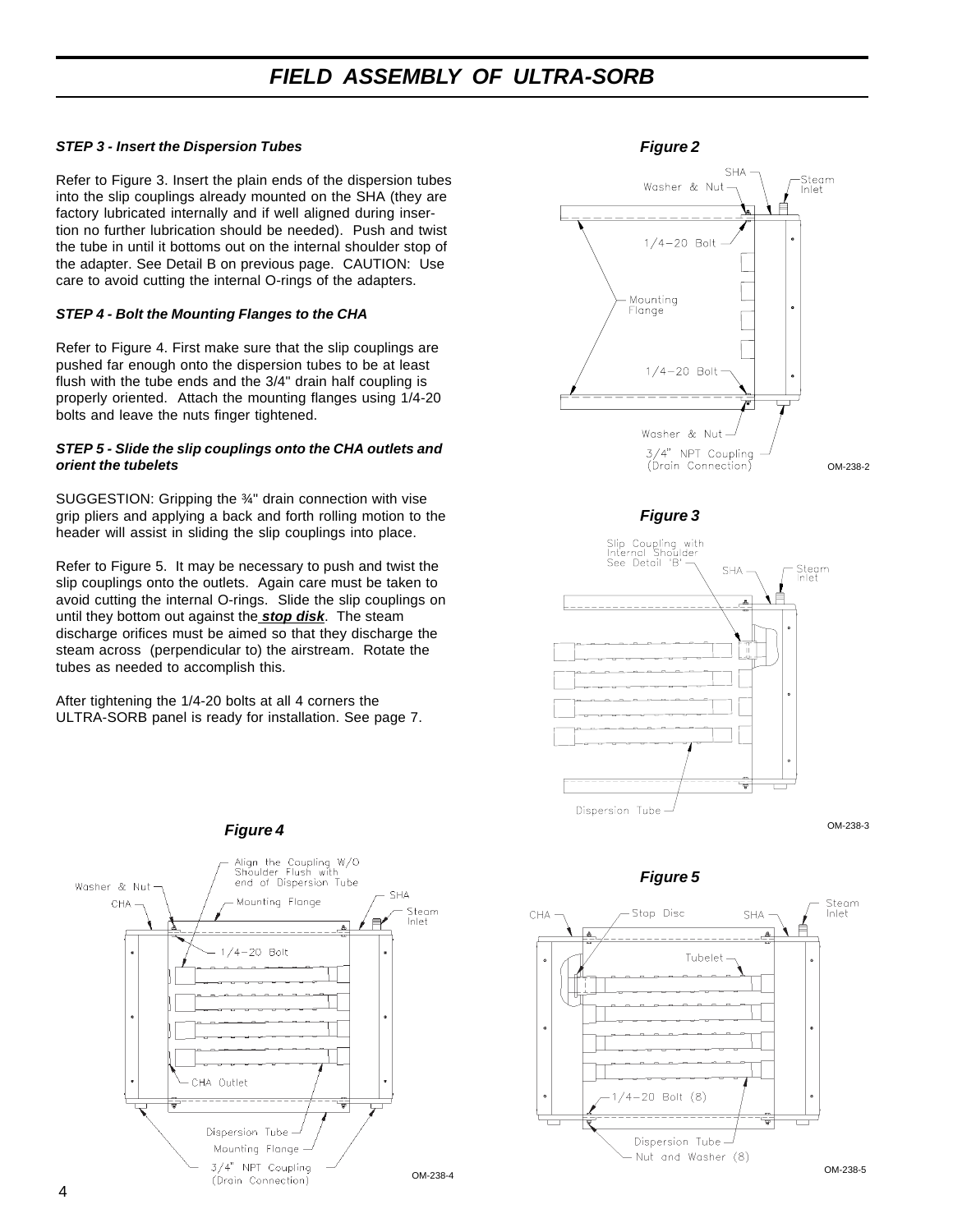# FIELD ASSEMBLY OF ULTRA-SORB

***STEP 3 - Insert the Dispersion Tubes***

Refer to Figure 3. Insert the plain ends of the dispersion tubes into the slip couplings already mounted on the SHA (they are factory lubricated internally and if well aligned during insertion no further lubrication should be needed). Push and twist the tube in until it bottoms out on the internal shoulder stop of the adapter. See Detail B on previous page. CAUTION: Use care to avoid cutting the internal O-rings of the adapters.

***STEP 4 - Bolt the Mounting Flanges to the CHA***

Refer to Figure 4. First make sure that the slip couplings are pushed far enough onto the dispersion tubes to be at least flush with the tube ends and the 3/4" drain half coupling is properly oriented. Attach the mounting flanges using 1/4-20 bolts and leave the nuts finger tightened.

***STEP 5 - Slide the slip couplings onto the CHA outlets and orient the tubelets***

SUGGESTION: Gripping the ¾" drain connection with vise grip pliers and applying a back and forth rolling motion to the header will assist in sliding the slip couplings into place.

Refer to Figure 5. It may be necessary to push and twist the slip couplings onto the outlets. Again care must be taken to avoid cutting the internal O-rings. Slide the slip couplings on until they bottom out against the ***stop disk***. The steam discharge orifices must be aimed so that they discharge the steam across (perpendicular to) the airstream. Rotate the tubes as needed to accomplish this.

After tightening the 1/4-20 bolts at all 4 corners the ULTRA-SORB panel is ready for installation. See page 7.

***Figure 2***

SHA, Steam Inlet, Washer & Nut, 1/4-20 Bolt, Mounting Flange, 1/4-20 Bolt, Washer & Nut, 3/4" NPT Coupling (Drain Connection)

OM-238-2

***Figure 3***

Slip Coupling with Internal Shoulder See Detail 'B', SHA, Steam Inlet, Dispersion Tube

OM-238-3

***Figure 4***

Align the Coupling W/O Shoulder Flush with end of Dispersion Tube, Washer & Nut, CHA, Mounting Flange, SHA, Steam Inlet, 1/4-20 Bolt, CHA Outlet, Dispersion Tube, Mounting Flange, 3/4" NPT Coupling (Drain Connection)

OM-238-4

***Figure 5***

CHA, Stop Disc, SHA, Steam Inlet, Tubelet, 1/4-20 Bolt (8), Dispersion Tube, Nut and Washer (8)

OM-238-5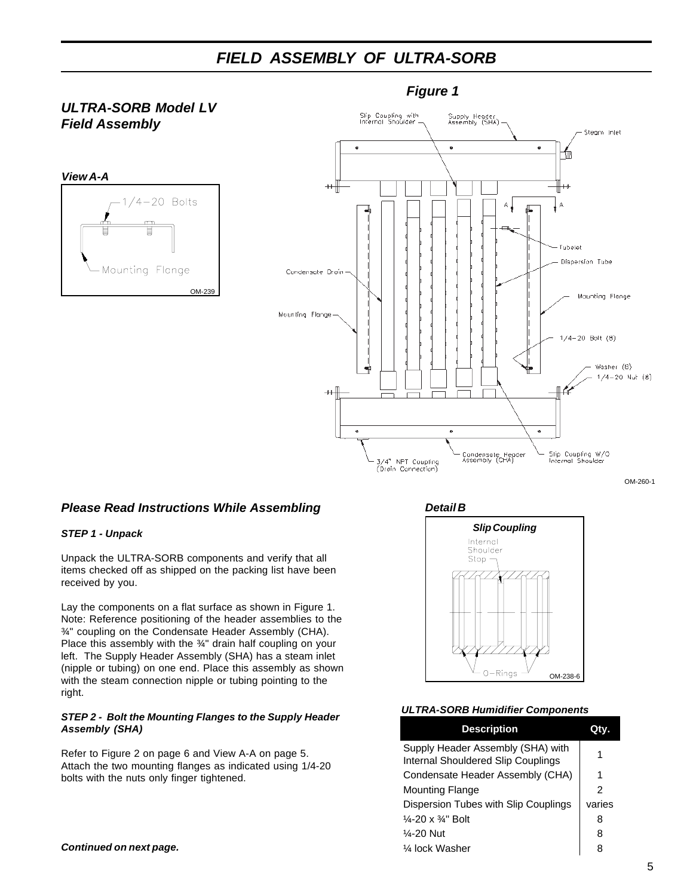# FIELD ASSEMBLY OF ULTRA-SORB

## ULTRA-SORB Model LV Field Assembly

***View A-A***

1/4–20 Bolts

Mounting Flange

OM-239

***Figure 1***

Slip Coupling with Internal Shoulder

Supply Header Assembly (SHA)

Steam Inlet

Tubelet

Dispersion Tube

Condensate Drain

Mounting Flange

Mounting Flange

1/4–20 Bolt (8)

Washer (8)

1/4–20 Nut (8)

3/4" NPT Coupling (Drain Connection)

Condensate Header Assembly (CHA)

Slip Coupling W/O Internal Shoulder

OM-260-1

### Please Read Instructions While Assembling

***STEP 1 - Unpack***

Unpack the ULTRA-SORB components and verify that all items checked off as shipped on the packing list have been received by you.

Lay the components on a flat surface as shown in Figure 1. Note: Reference positioning of the header assemblies to the ¾" coupling on the Condensate Header Assembly (CHA). Place this assembly with the ¾" drain half coupling on your left. The Supply Header Assembly (SHA) has a steam inlet (nipple or tubing) on one end. Place this assembly as shown with the steam connection nipple or tubing pointing to the right.

***STEP 2 - Bolt the Mounting Flanges to the Supply Header Assembly (SHA)***

Refer to Figure 2 on page 6 and View A-A on page 5. Attach the two mounting flanges as indicated using 1/4-20 bolts with the nuts only finger tightened.

***Continued on next page.***

***Detail B***

***Slip Coupling***

Internal Shoulder Stop

O-Rings

OM-238-6

***ULTRA-SORB Humidifier Components***

| Description | Qty. |
|---|---|
| Supply Header Assembly (SHA) with Internal Shouldered Slip Couplings | 1 |
| Condensate Header Assembly (CHA) | 1 |
| Mounting Flange | 2 |
| Dispersion Tubes with Slip Couplings | varies |
| ¼-20 x ¾" Bolt | 8 |
| ¼-20 Nut | 8 |
| ¼ lock Washer | 8 |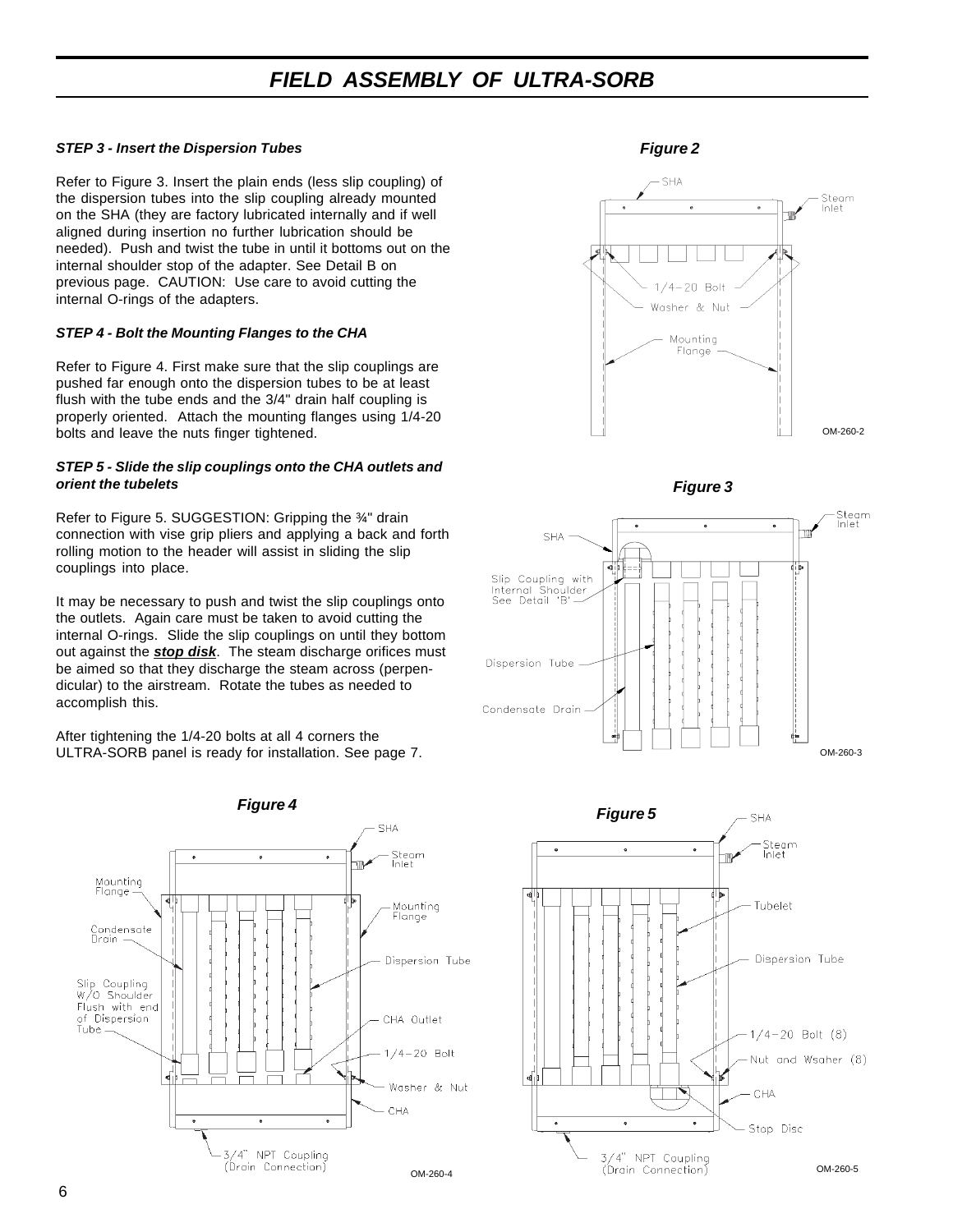# FIELD ASSEMBLY OF ULTRA-SORB

### *STEP 3 - Insert the Dispersion Tubes*

Refer to Figure 3. Insert the plain ends (less slip coupling) of the dispersion tubes into the slip coupling already mounted on the SHA (they are factory lubricated internally and if well aligned during insertion no further lubrication should be needed). Push and twist the tube in until it bottoms out on the internal shoulder stop of the adapter. See Detail B on previous page. CAUTION: Use care to avoid cutting the internal O-rings of the adapters.

### *STEP 4 - Bolt the Mounting Flanges to the CHA*

Refer to Figure 4. First make sure that the slip couplings are pushed far enough onto the dispersion tubes to be at least flush with the tube ends and the 3/4" drain half coupling is properly oriented. Attach the mounting flanges using 1/4-20 bolts and leave the nuts finger tightened.

### *STEP 5 - Slide the slip couplings onto the CHA outlets and orient the tubelets*

Refer to Figure 5. SUGGESTION: Gripping the ¾" drain connection with vise grip pliers and applying a back and forth rolling motion to the header will assist in sliding the slip couplings into place.

It may be necessary to push and twist the slip couplings onto the outlets. Again care must be taken to avoid cutting the internal O-rings. Slide the slip couplings on until they bottom out against the ***stop disk***. The steam discharge orifices must be aimed so that they discharge the steam across (perpendicular) to the airstream. Rotate the tubes as needed to accomplish this.

After tightening the 1/4-20 bolts at all 4 corners the ULTRA-SORB panel is ready for installation. See page 7.

***Figure 2***

SHA
Steam Inlet
1/4−20 Bolt
Washer & Nut
Mounting Flange
OM-260-2

***Figure 3***

SHA
Steam Inlet
Slip Coupling with Internal Shoulder See Detail 'B'
Dispersion Tube
Condensate Drain
OM-260-3

***Figure 4***

SHA
Steam Inlet
Mounting Flange
Mounting Flange
Condensate Drain
Dispersion Tube
Slip Coupling W/O Shoulder Flush with end of Dispersion Tube
CHA Outlet
1/4−20 Bolt
Washer & Nut
CHA
3/4" NPT Coupling (Drain Connection)
OM-260-4

***Figure 5***

SHA
Steam Inlet
Tubelet
Dispersion Tube
1/4−20 Bolt (8)
Nut and Wsaher (8)
CHA
Stop Disc
3/4" NPT Coupling (Drain Connection)
OM-260-5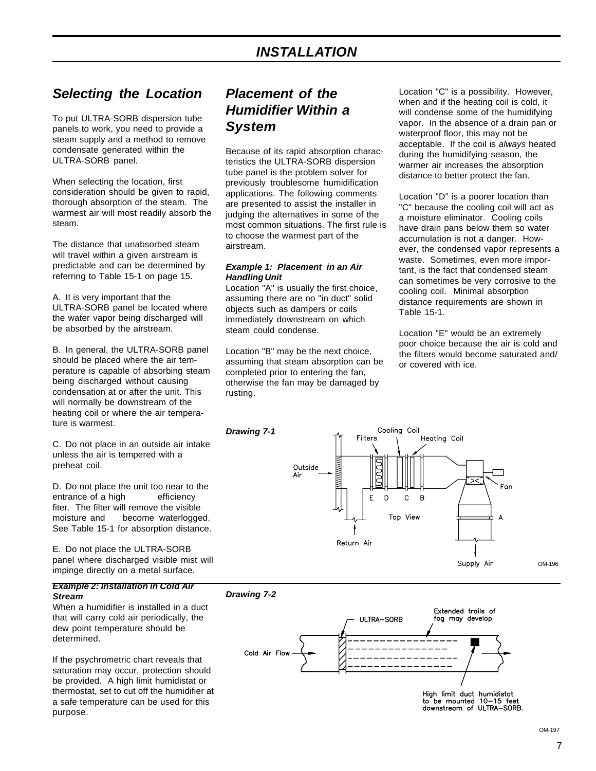# INSTALLATION

## Selecting the Location

To put ULTRA-SORB dispersion tube panels to work, you need to provide a steam supply and a method to remove condensate generated within the ULTRA-SORB panel.

When selecting the location, first consideration should be given to rapid, thorough absorption of the steam. The warmest air will most readily absorb the steam.

The distance that unabsorbed steam will travel within a given airstream is predictable and can be determined by referring to Table 15-1 on page 15.

A. It is very important that the ULTRA-SORB panel be located where the water vapor being discharged will be absorbed by the airstream.

B. In general, the ULTRA-SORB panel should be placed where the air temperature is capable of absorbing steam being discharged without causing condensation at or after the unit. This will normally be downstream of the heating coil or where the air temperature is warmest.

C. Do not place in an outside air intake unless the air is tempered with a preheat coil.

D. Do not place the unit too near to the entrance of a high efficiency fiter. The filter will remove the visible moisture and become waterlogged. See Table 15-1 for absorption distance.

E. Do not place the ULTRA-SORB panel where discharged visible mist will impinge directly on a metal surface.

**_Example 2: Installation in Cold Air Stream_**

When a humidifier is installed in a duct that will carry cold air periodically, the dew point temperature should be determined.

If the psychrometric chart reveals that saturation may occur, protection should be provided. A high limit humidistat or thermostat, set to cut off the humidifier at a safe temperature can be used for this purpose.

## Placement of the Humidifier Within a System

Because of its rapid absorption characteristics the ULTRA-SORB dispersion tube panel is the problem solver for previously troublesome humidification applications. The following comments are presented to assist the installer in judging the alternatives in some of the most common situations. The first rule is to choose the warmest part of the airstream.

**_Example 1: Placement in an Air Handling Unit_**

Location "A" is usually the first choice, assuming there are no "in duct" solid objects such as dampers or coils immediately downstream on which steam could condense.

Location "B" may be the next choice, assuming that steam absorption can be completed prior to entering the fan, otherwise the fan may be damaged by rusting.

Location "C" is a possibility. However, when and if the heating coil is cold, it will condense some of the humidifying vapor. In the absence of a drain pan or waterproof floor, this may not be acceptable. If the coil is *always* heated during the humidifying season, the warmer air increases the absorption distance to better protect the fan.

Location "D" is a poorer location than "C" because the cooling coil will act as a moisture eliminator. Cooling coils have drain pans below them so water accumulation is not a danger. However, the condensed vapor represents a waste. Sometimes, even more important, is the fact that condensed steam can sometimes be very corrosive to the cooling coil. Minimal absorption distance requirements are shown in Table 15-1.

Location "E" would be an extremely poor choice because the air is cold and the filters would become saturated and/or covered with ice.

**_Drawing 7-1_**

Cooling Coil
Filters
Heating Coil
Outside Air
Fan
E D C B
Top View
A
Return Air
Supply Air
OM-196

**_Drawing 7-2_**

Extended trails of fog may develop
ULTRA–SORB
Cold Air Flow
High limit duct humidistat to be mounted 10–15 feet downstream of ULTRA–SORB.
OM-197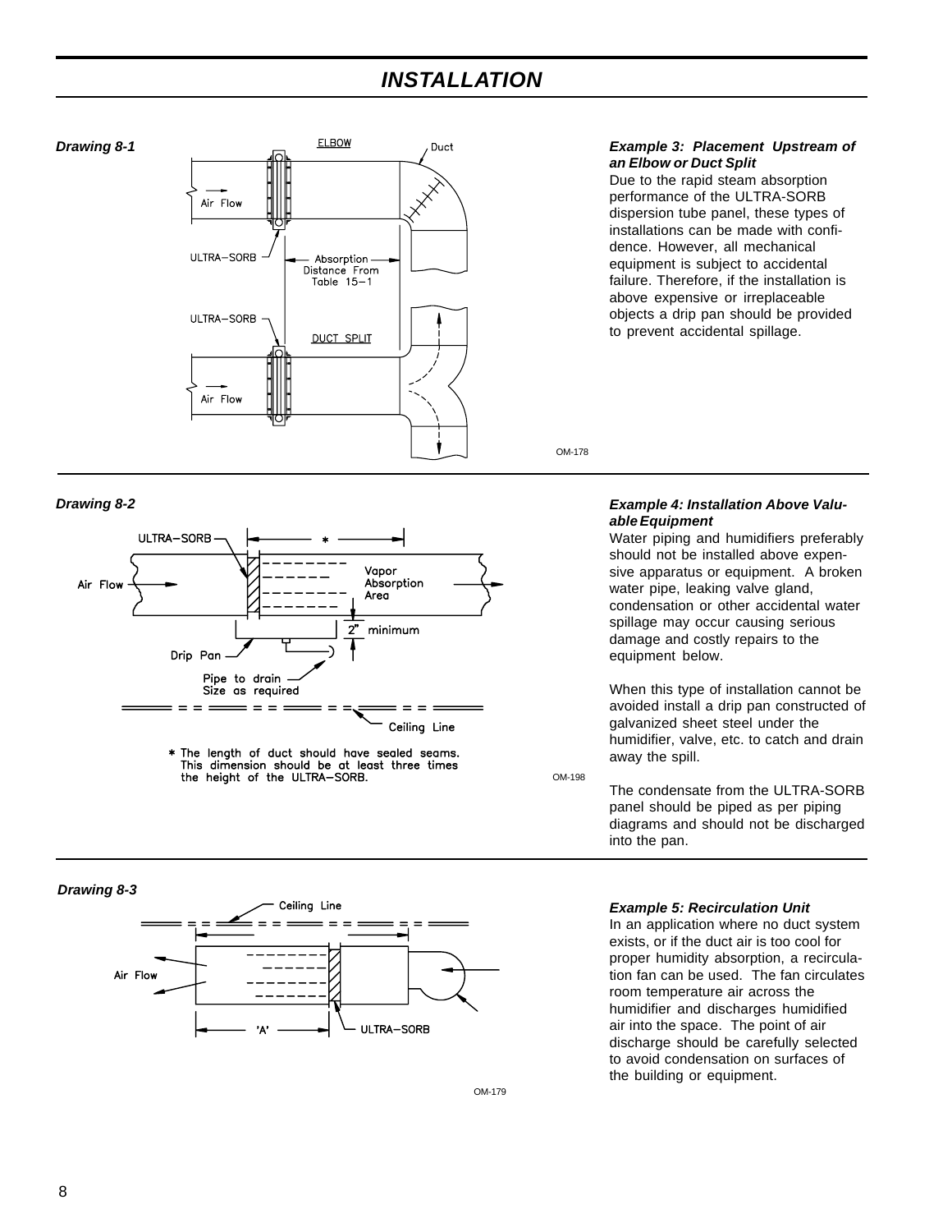## INSTALLATION

*Drawing 8-1*

ELBOW

Duct

Air Flow

ULTRA–SORB

Absorption Distance From Table 15–1

ULTRA–SORB

DUCT SPLIT

Air Flow

OM-178

***Example 3: Placement Upstream of an Elbow or Duct Split***

Due to the rapid steam absorption performance of the ULTRA-SORB dispersion tube panel, these types of installations can be made with confidence. However, all mechanical equipment is subject to accidental failure. Therefore, if the installation is above expensive or irreplaceable objects a drip pan should be provided to prevent accidental spillage.

*Drawing 8-2*

ULTRA–SORB

*

Air Flow

Vapor Absorption Area

2" minimum

Drip Pan

Pipe to drain
Size as required

Ceiling Line

* The length of duct should have sealed seams. This dimension should be at least three times the height of the ULTRA–SORB.

OM-198

***Example 4: Installation Above Valuable Equipment***

Water piping and humidifiers preferably should not be installed above expensive apparatus or equipment. A broken water pipe, leaking valve gland, condensation or other accidental water spillage may occur causing serious damage and costly repairs to the equipment below.

When this type of installation cannot be avoided install a drip pan constructed of galvanized sheet steel under the humidifier, valve, etc. to catch and drain away the spill.

The condensate from the ULTRA-SORB panel should be piped as per piping diagrams and should not be discharged into the pan.

*Drawing 8-3*

Ceiling Line

Air Flow

'A'

ULTRA–SORB

OM-179

***Example 5: Recirculation Unit***

In an application where no duct system exists, or if the duct air is too cool for proper humidity absorption, a recirculation fan can be used. The fan circulates room temperature air across the humidifier and discharges humidified air into the space. The point of air discharge should be carefully selected to avoid condensation on surfaces of the building or equipment.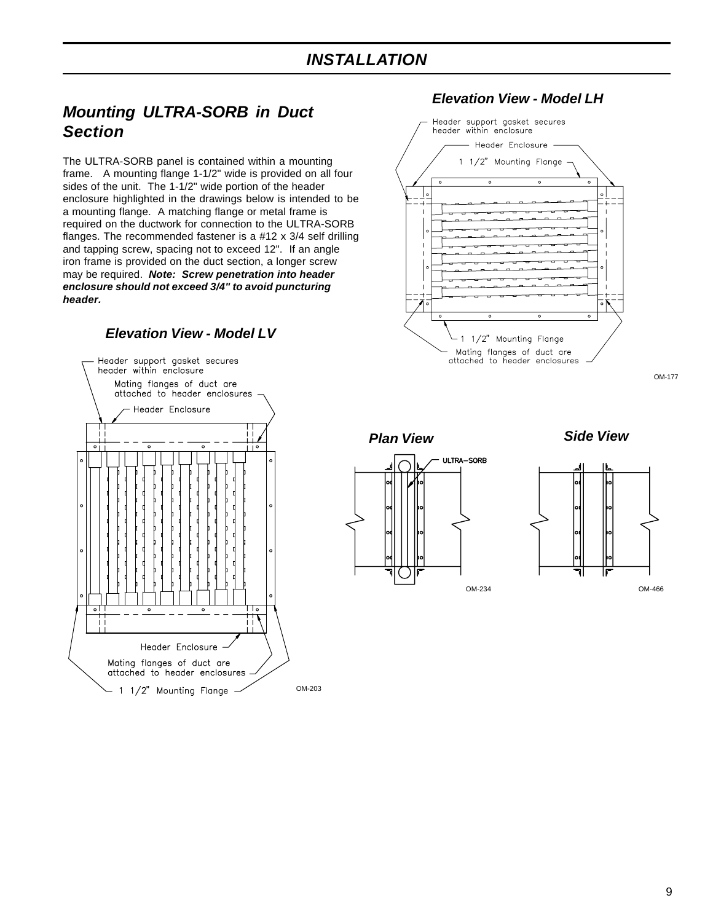# INSTALLATION

## Mounting ULTRA-SORB in Duct Section

The ULTRA-SORB panel is contained within a mounting frame. A mounting flange 1-1/2" wide is provided on all four sides of the unit. The 1-1/2" wide portion of the header enclosure highlighted in the drawings below is intended to be a mounting flange. A matching flange or metal frame is required on the ductwork for connection to the ULTRA-SORB flanges. The recommended fastener is a #12 x 3/4 self drilling and tapping screw, spacing not to exceed 12". If an angle iron frame is provided on the duct section, a longer screw may be required. ***Note: Screw penetration into header enclosure should not exceed 3/4" to avoid puncturing header.***

### Elevation View - Model LV

Header support gasket secures header within enclosure

Mating flanges of duct are attached to header enclosures

Header Enclosure

Header Enclosure

Mating flanges of duct are attached to header enclosures

1 1/2" Mounting Flange

OM-203

### Elevation View - Model LH

Header support gasket secures header within enclosure

Header Enclosure

1 1/2" Mounting Flange

1 1/2" Mounting Flange

Mating flanges of duct are attached to header enclosures

OM-177

### Plan View

ULTRA–SORB

OM-234

### Side View

OM-466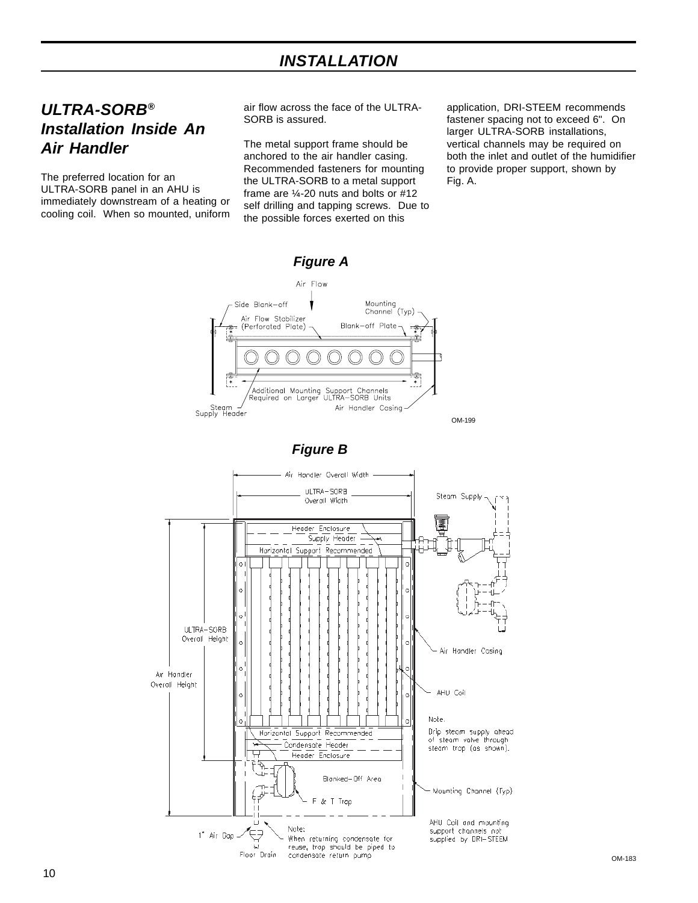# INSTALLATION

## ULTRA-SORB® Installation Inside An Air Handler

The preferred location for an ULTRA-SORB panel in an AHU is immediately downstream of a heating or cooling coil. When so mounted, uniform air flow across the face of the ULTRA-SORB is assured.

The metal support frame should be anchored to the air handler casing. Recommended fasteners for mounting the ULTRA-SORB to a metal support frame are ¼-20 nuts and bolts or #12 self drilling and tapping screws. Due to the possible forces exerted on this application, DRI-STEEM recommends fastener spacing not to exceed 6". On larger ULTRA-SORB installations, vertical channels may be required on both the inlet and outlet of the humidifier to provide proper support, shown by Fig. A.

### Figure A

Air Flow

Side Blank-off

Mounting Channel (Typ)

Air Flow Stabilizer (Perforated Plate)

Blank-off Plate

Additional Mounting Support Channels Required on Larger ULTRA-SORB Units

Steam Supply Header

Air Handler Casing

OM-199

### Figure B

Air Handler Overall Width

ULTRA-SORB Overall Width

Steam Supply

Header Enclosure

Supply Header

Horizontal Support Recommended

ULTRA-SORB Overall Height

Air Handler Overall Height

Air Handler Casing

AHU Coil

Note.
Drip steam supply ahead of steam valve through steam trap (as shown).

Horizontal Support Recommended

Condensate Header

Header Enclosure

Blanked-Off Area

F & T Trap

Mounting Channel (Typ)

AHU Coil and mounting support channels not supplied by DRI-STEEM

1" Air Gap

Floor Drain

Note:
When returning condensate for reuse, trap should be piped to condensate return pump

OM-183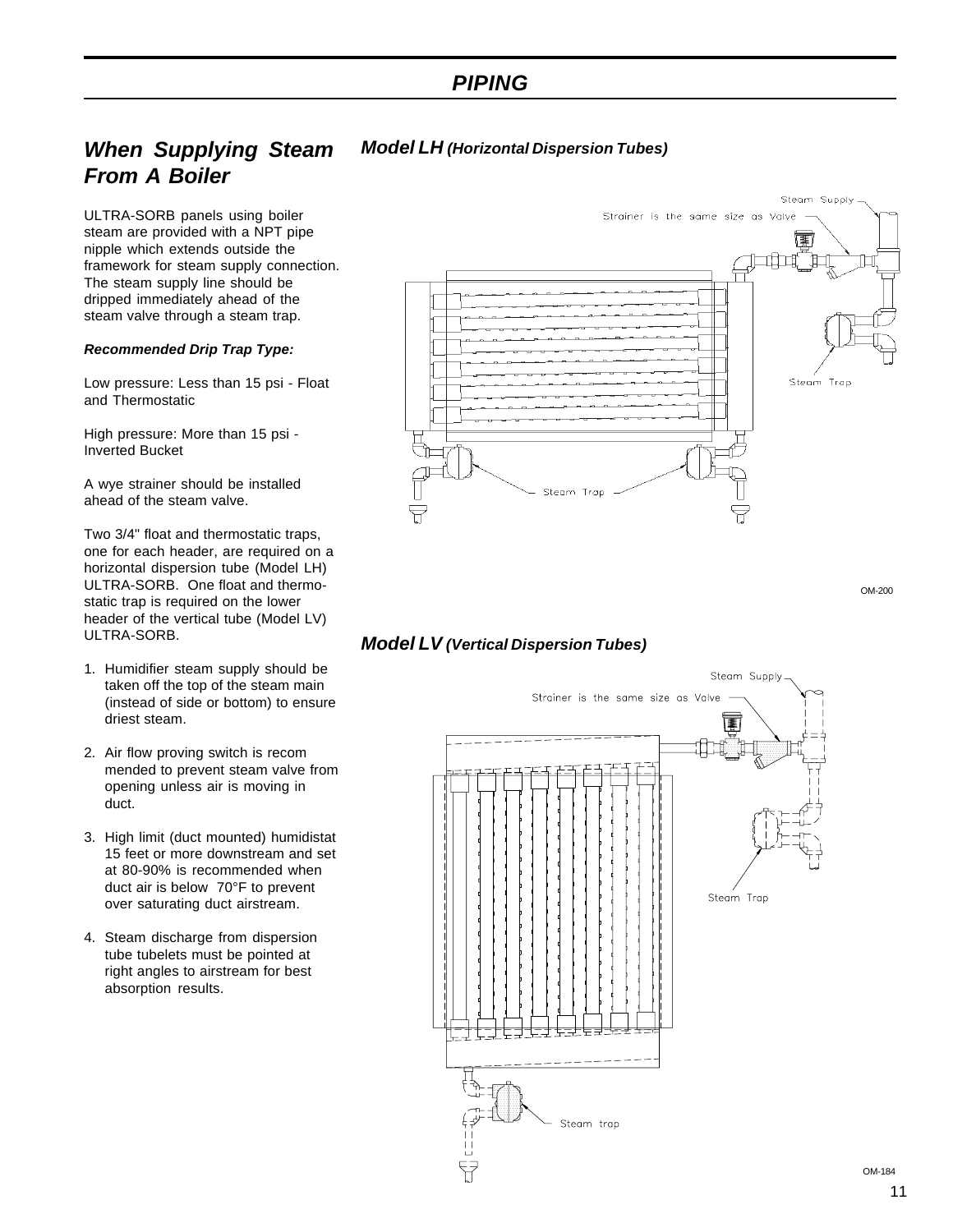# PIPING

## When Supplying Steam From A Boiler

ULTRA-SORB panels using boiler steam are provided with a NPT pipe nipple which extends outside the framework for steam supply connection. The steam supply line should be dripped immediately ahead of the steam valve through a steam trap.

***Recommended Drip Trap Type:***

Low pressure: Less than 15 psi - Float and Thermostatic

High pressure: More than 15 psi - Inverted Bucket

A wye strainer should be installed ahead of the steam valve.

Two 3/4" float and thermostatic traps, one for each header, are required on a horizontal dispersion tube (Model LH) ULTRA-SORB. One float and thermostatic trap is required on the lower header of the vertical tube (Model LV) ULTRA-SORB.

1. Humidifier steam supply should be taken off the top of the steam main (instead of side or bottom) to ensure driest steam.
2. Air flow proving switch is recommended to prevent steam valve from opening unless air is moving in duct.
3. High limit (duct mounted) humidistat 15 feet or more downstream and set at 80-90% is recommended when duct air is below 70°F to prevent over saturating duct airstream.
4. Steam discharge from dispersion tube tubelets must be pointed at right angles to airstream for best absorption results.

### Model LH *(Horizontal Dispersion Tubes)*

Steam Supply

Strainer is the same size as Valve

Steam Trap

Steam Trap

OM-200

### Model LV *(Vertical Dispersion Tubes)*

Steam Supply

Strainer is the same size as Valve

Steam Trap

Steam trap

OM-184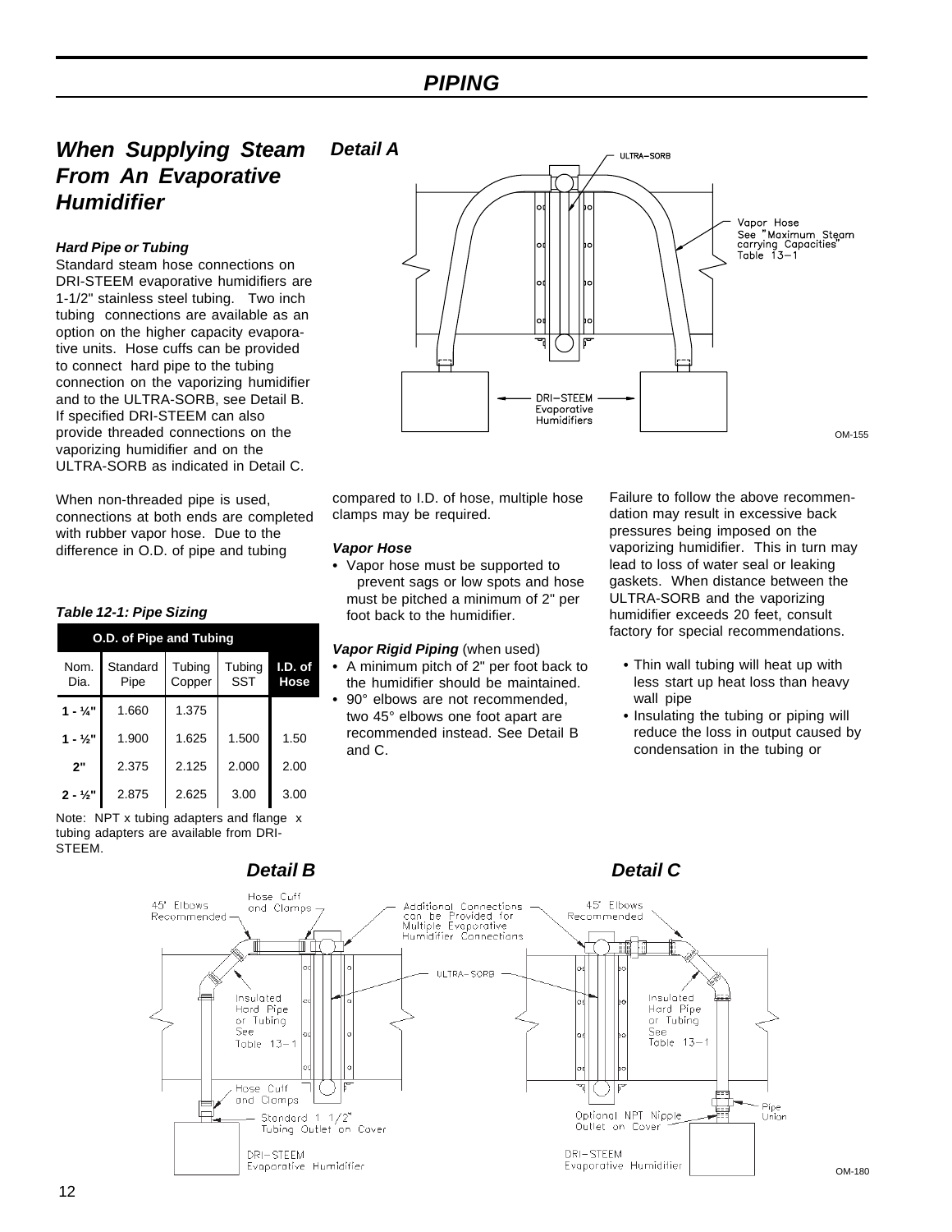# PIPING

## When Supplying Steam From An Evaporative Humidifier

### *Hard Pipe or Tubing*

Standard steam hose connections on DRI-STEEM evaporative humidifiers are 1-1/2" stainless steel tubing. Two inch tubing connections are available as an option on the higher capacity evaporative units. Hose cuffs can be provided to connect hard pipe to the tubing connection on the vaporizing humidifier and to the ULTRA-SORB, see Detail B. If specified DRI-STEEM can also provide threaded connections on the vaporizing humidifier and on the ULTRA-SORB as indicated in Detail C.

When non-threaded pipe is used, connections at both ends are completed with rubber vapor hose. Due to the difference in O.D. of pipe and tubing compared to I.D. of hose, multiple hose clamps may be required.

***Table 12-1: Pipe Sizing***

| O.D. of Pipe and Tubing | | | | |
|---|---|---|---|---|
| Nom. Dia. | Standard Pipe | Tubing Copper | Tubing SST | **I.D. of Hose** |
| **1 - ¼"** | 1.660 | 1.375 | | |
| **1 - ½"** | 1.900 | 1.625 | 1.500 | 1.50 |
| **2"** | 2.375 | 2.125 | 2.000 | 2.00 |
| **2 - ½"** | 2.875 | 2.625 | 3.00 | 3.00 |

Note: NPT x tubing adapters and flange x tubing adapters are available from DRI-STEEM.

### *Vapor Hose*

- Vapor hose must be supported to prevent sags or low spots and hose must be pitched a minimum of 2" per foot back to the humidifier.

### *Vapor Rigid Piping* (when used)

- A minimum pitch of 2" per foot back to the humidifier should be maintained.
- 90° elbows are not recommended, two 45° elbows one foot apart are recommended instead. See Detail B and C.

Failure to follow the above recommendation may result in excessive back pressures being imposed on the vaporizing humidifier. This in turn may lead to loss of water seal or leaking gaskets. When distance between the ULTRA-SORB and the vaporizing humidifier exceeds 20 feet, consult factory for special recommendations.

- Thin wall tubing will heat up with less start up heat loss than heavy wall pipe
- Insulating the tubing or piping will reduce the loss in output caused by condensation in the tubing or

### *Detail A*

ULTRA-SORB

Vapor Hose See "Maximum Steam carrying Capacities" Table 13–1

DRI-STEEM Evaporative Humidifiers

OM-155

### *Detail B*

45° Elbows Recommended

Hose Cuff and Clamps

Insulated Hard Pipe or Tubing See Table 13–1

Hose Cuff and Clamps

Standard 1 1/2" Tubing Outlet on Cover

DRI-STEEM Evaporative Humidifier

Additional Connections can be Provided for Multiple Evaporative Humidifier Connections

ULTRA-SORB

### *Detail C*

45° Elbows Recommended

Insulated Hard Pipe or Tubing See Table 13–1

Pipe Union

Optional NPT Nipple Outlet on Cover

DRI-STEEM Evaporative Humidifier

OM-180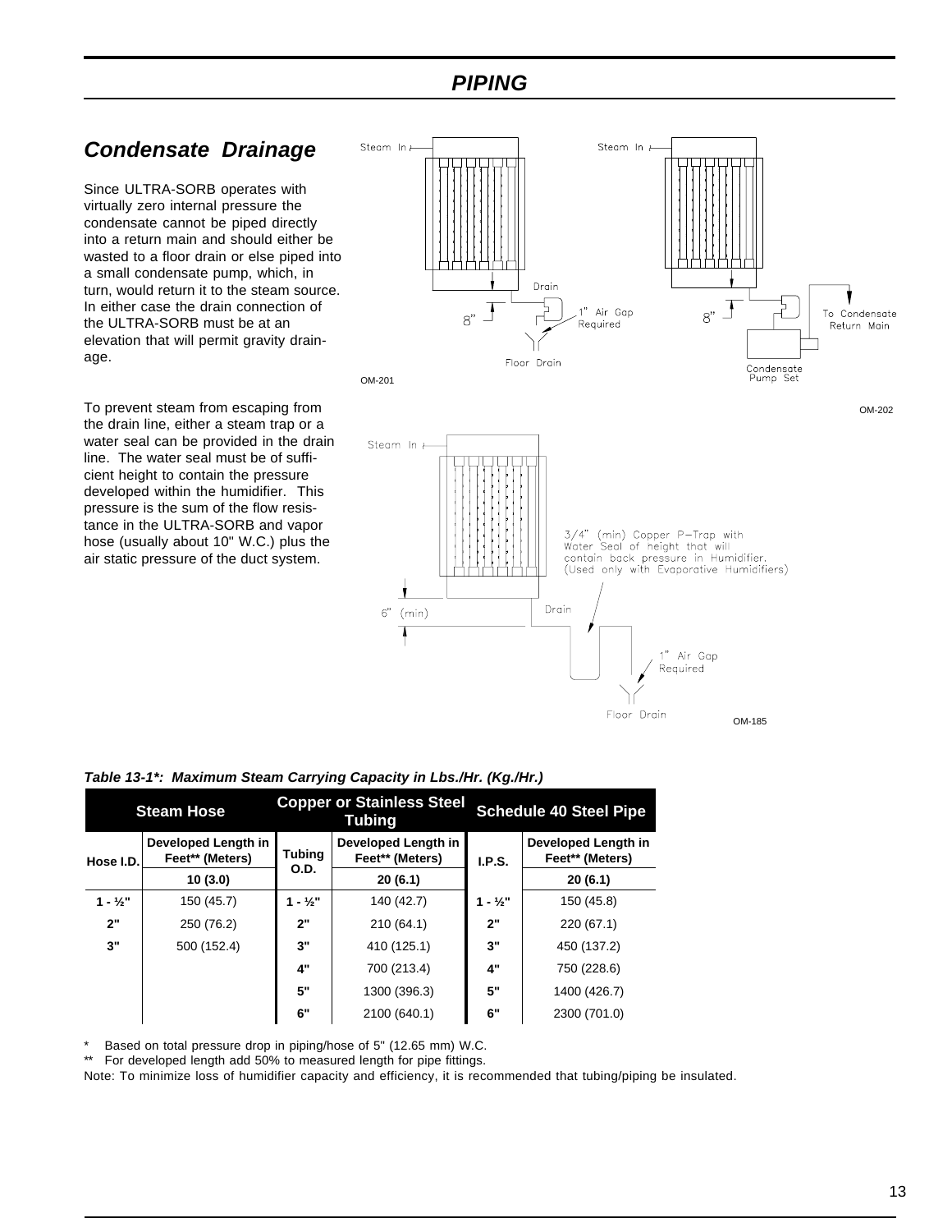# PIPING

## Condensate Drainage

Since ULTRA-SORB operates with virtually zero internal pressure the condensate cannot be piped directly into a return main and should either be wasted to a floor drain or else piped into a small condensate pump, which, in turn, would return it to the steam source. In either case the drain connection of the ULTRA-SORB must be at an elevation that will permit gravity drainage.

To prevent steam from escaping from the drain line, either a steam trap or a water seal can be provided in the drain line. The water seal must be of sufficient height to contain the pressure developed within the humidifier. This pressure is the sum of the flow resistance in the ULTRA-SORB and vapor hose (usually about 10" W.C.) plus the air static pressure of the duct system.

Steam In
Drain
8"
1" Air Gap Required
Floor Drain
OM-201

Steam In
8"
To Condensate Return Main
Condensate Pump Set
OM-202

Steam In
3/4" (min) Copper P-Trap with Water Seal of height that will contain back pressure in Humidifier. (Used only with Evaporative Humidifiers)
6" (min)
Drain
1" Air Gap Required
Floor Drain
OM-185

***Table 13-1\*: Maximum Steam Carrying Capacity in Lbs./Hr. (Kg./Hr.)***

| Steam Hose | | Copper or Stainless Steel Tubing | | Schedule 40 Steel Pipe | |
|---|---|---|---|---|---|
| Hose I.D. | Developed Length in Feet** (Meters) 10 (3.0) | Tubing O.D. | Developed Length in Feet** (Meters) 20 (6.1) | I.P.S. | Developed Length in Feet** (Meters) 20 (6.1) |
| 1 - ½" | 150 (45.7) | 1 - ½" | 140 (42.7) | 1 - ½" | 150 (45.8) |
| 2" | 250 (76.2) | 2" | 210 (64.1) | 2" | 220 (67.1) |
| 3" | 500 (152.4) | 3" | 410 (125.1) | 3" | 450 (137.2) |
| | | 4" | 700 (213.4) | 4" | 750 (228.6) |
| | | 5" | 1300 (396.3) | 5" | 1400 (426.7) |
| | | 6" | 2100 (640.1) | 6" | 2300 (701.0) |

\* Based on total pressure drop in piping/hose of 5" (12.65 mm) W.C.

\*\* For developed length add 50% to measured length for pipe fittings.

Note: To minimize loss of humidifier capacity and efficiency, it is recommended that tubing/piping be insulated.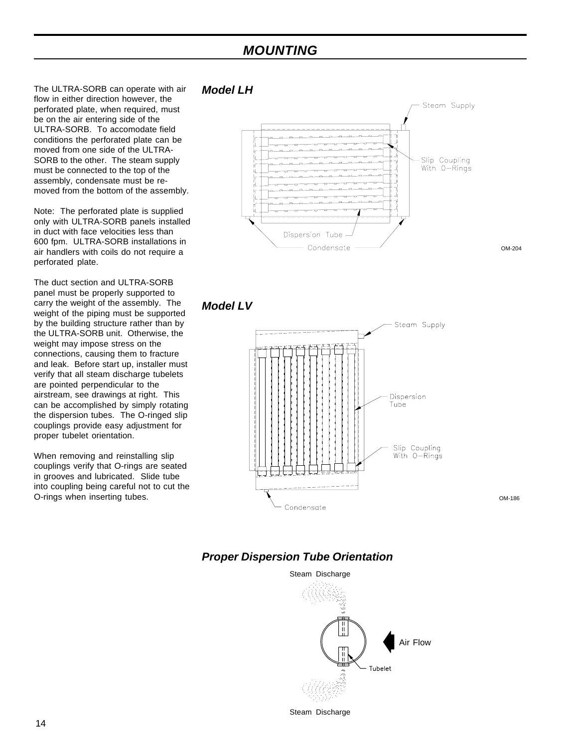## MOUNTING

The ULTRA-SORB can operate with air flow in either direction however, the perforated plate, when required, must be on the air entering side of the ULTRA-SORB. To accomodate field conditions the perforated plate can be moved from one side of the ULTRA-SORB to the other. The steam supply must be connected to the top of the assembly, condensate must be removed from the bottom of the assembly.

Note: The perforated plate is supplied only with ULTRA-SORB panels installed in duct with face velocities less than 600 fpm. ULTRA-SORB installations in air handlers with coils do not require a perforated plate.

The duct section and ULTRA-SORB panel must be properly supported to carry the weight of the assembly. The weight of the piping must be supported by the building structure rather than by the ULTRA-SORB unit. Otherwise, the weight may impose stress on the connections, causing them to fracture and leak. Before start up, installer must verify that all steam discharge tubelets are pointed perpendicular to the airstream, see drawings at right. This can be accomplished by simply rotating the dispersion tubes. The O-ringed slip couplings provide easy adjustment for proper tubelet orientation.

When removing and reinstalling slip couplings verify that O-rings are seated in grooves and lubricated. Slide tube into coupling being careful not to cut the O-rings when inserting tubes.

### Model LH

Steam Supply

Slip Coupling With O-Rings

Dispersion Tube

Condensate

OM-204

### Model LV

Steam Supply

Dispersion Tube

Slip Coupling With O-Rings

Condensate

OM-186

### Proper Dispersion Tube Orientation

Steam Discharge

Air Flow

Tubelet

Steam Discharge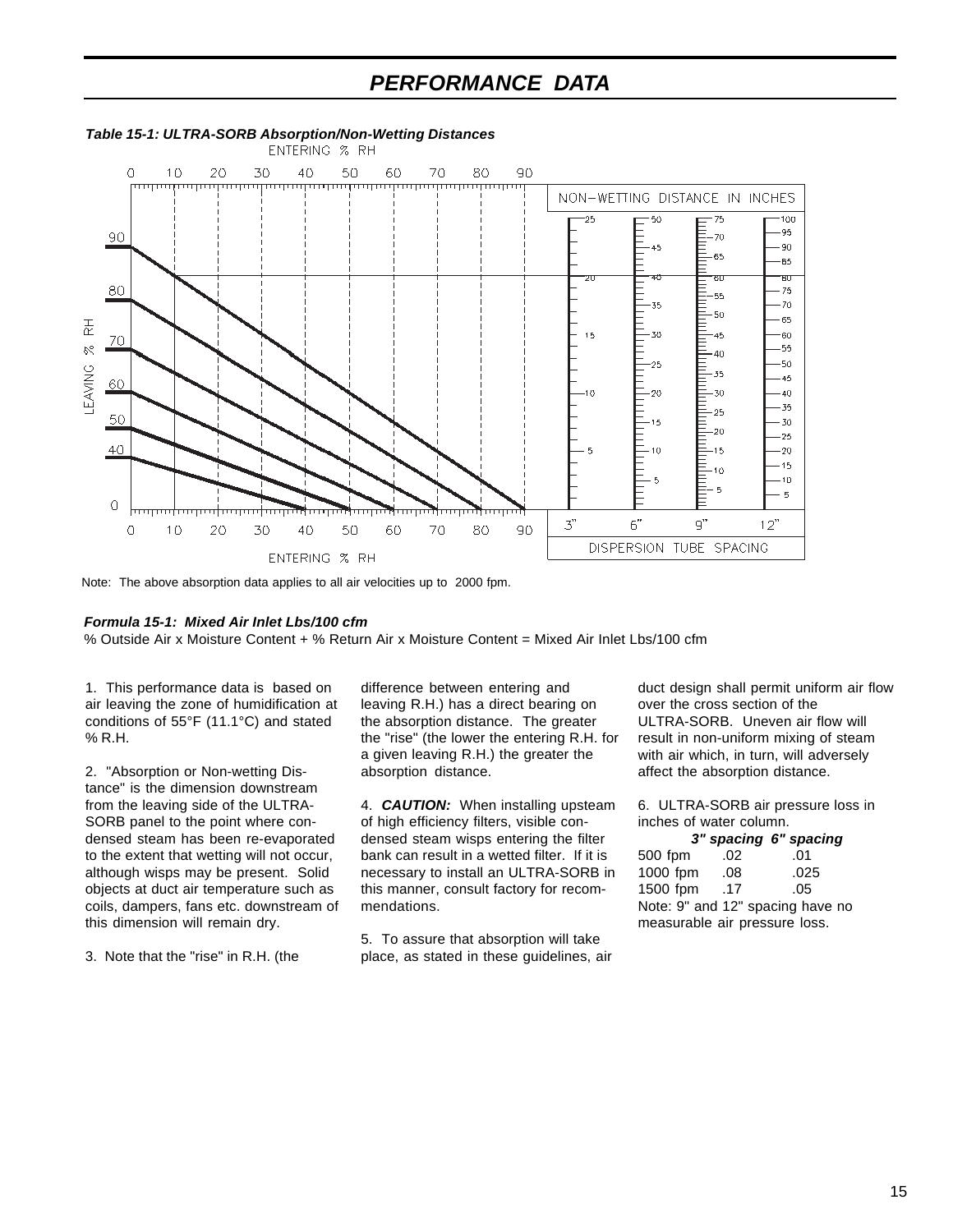# PERFORMANCE DATA

***Table 15-1: ULTRA-SORB Absorption/Non-Wetting Distances***

ENTERING % RH

0 10 20 30 40 50 60 70 80 90

LEAVING % RH

90 80 70 60 50 40 0

NON-WETTING DISTANCE IN INCHES

25 20 15 10 5

50 45 40 35 30 25 20 15 10 5

75 70 65 60 55 50 45 40 35 30 25 20 15 10 5

100 95 90 85 80 75 70 65 60 55 50 45 40 35 30 25 20 15 10 5

3" 6" 9" 12"

DISPERSION TUBE SPACING

Note: The above absorption data applies to all air velocities up to 2000 fpm.

***Formula 15-1: Mixed Air Inlet Lbs/100 cfm***

% Outside Air x Moisture Content + % Return Air x Moisture Content = Mixed Air Inlet Lbs/100 cfm

1. This performance data is based on air leaving the zone of humidification at conditions of 55°F (11.1°C) and stated % R.H.

2. "Absorption or Non-wetting Distance" is the dimension downstream from the leaving side of the ULTRA-SORB panel to the point where condensed steam has been re-evaporated to the extent that wetting will not occur, although wisps may be present. Solid objects at duct air temperature such as coils, dampers, fans etc. downstream of this dimension will remain dry.

3. Note that the "rise" in R.H. (the difference between entering and leaving R.H.) has a direct bearing on the absorption distance. The greater the "rise" (the lower the entering R.H. for a given leaving R.H.) the greater the absorption distance.

4. ***CAUTION:*** When installing upsteam of high efficiency filters, visible condensed steam wisps entering the filter bank can result in a wetted filter. If it is necessary to install an ULTRA-SORB in this manner, consult factory for recommendations.

5. To assure that absorption will take place, as stated in these guidelines, air duct design shall permit uniform air flow over the cross section of the ULTRA-SORB. Uneven air flow will result in non-uniform mixing of steam with air which, in turn, will adversely affect the absorption distance.

6. ULTRA-SORB air pressure loss in inches of water column.

| | ***3" spacing*** | ***6" spacing*** |
|---|---|---|
| 500 fpm | .02 | .01 |
| 1000 fpm | .08 | .025 |
| 1500 fpm | .17 | .05 |

Note: 9" and 12" spacing have no measurable air pressure loss.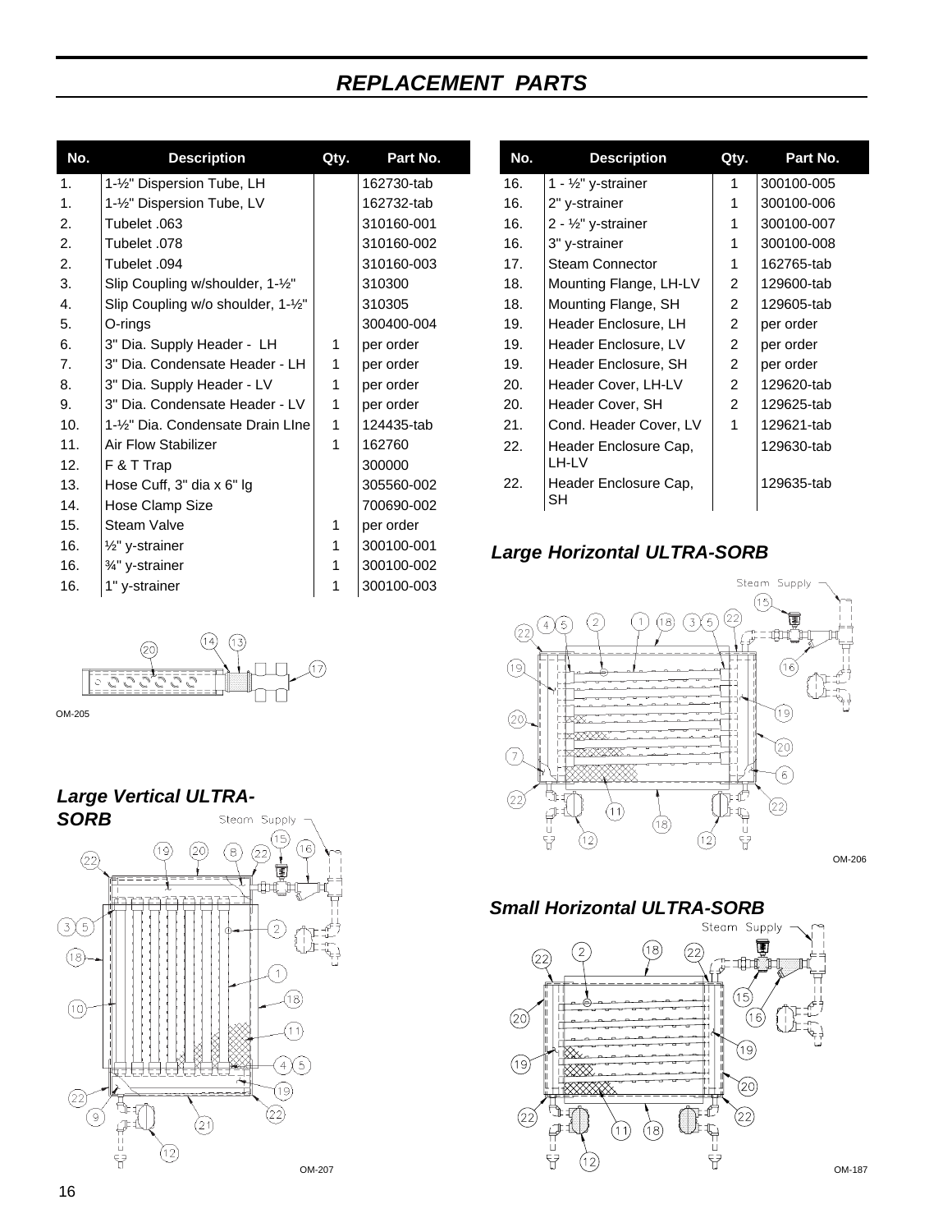## REPLACEMENT PARTS

| No. | Description | Qty. | Part No. |
|---|---|---|---|
| 1. | 1-½" Dispersion Tube, LH | | 162730-tab |
| 1. | 1-½" Dispersion Tube, LV | | 162732-tab |
| 2. | Tubelet .063 | | 310160-001 |
| 2. | Tubelet .078 | | 310160-002 |
| 2. | Tubelet .094 | | 310160-003 |
| 3. | Slip Coupling w/shoulder, 1-½" | | 310300 |
| 4. | Slip Coupling w/o shoulder, 1-½" | | 310305 |
| 5. | O-rings | | 300400-004 |
| 6. | 3" Dia. Supply Header - LH | 1 | per order |
| 7. | 3" Dia. Condensate Header - LH | 1 | per order |
| 8. | 3" Dia. Supply Header - LV | 1 | per order |
| 9. | 3" Dia. Condensate Header - LV | 1 | per order |
| 10. | 1-½" Dia. Condensate Drain LIne | 1 | 124435-tab |
| 11. | Air Flow Stabilizer | 1 | 162760 |
| 12. | F & T Trap | | 300000 |
| 13. | Hose Cuff, 3" dia x 6" lg | | 305560-002 |
| 14. | Hose Clamp Size | | 700690-002 |
| 15. | Steam Valve | 1 | per order |
| 16. | ½" y-strainer | 1 | 300100-001 |
| 16. | ¾" y-strainer | 1 | 300100-002 |
| 16. | 1" y-strainer | 1 | 300100-003 |
| 16. | 1 - ½" y-strainer | 1 | 300100-005 |
| 16. | 2" y-strainer | 1 | 300100-006 |
| 16. | 2 - ½" y-strainer | 1 | 300100-007 |
| 16. | 3" y-strainer | 1 | 300100-008 |
| 17. | Steam Connector | 1 | 162765-tab |
| 18. | Mounting Flange, LH-LV | 2 | 129600-tab |
| 18. | Mounting Flange, SH | 2 | 129605-tab |
| 19. | Header Enclosure, LH | 2 | per order |
| 19. | Header Enclosure, LV | 2 | per order |
| 19. | Header Enclosure, SH | 2 | per order |
| 20. | Header Cover, LH-LV | 2 | 129620-tab |
| 20. | Header Cover, SH | 2 | 129625-tab |
| 21. | Cond. Header Cover, LV | 1 | 129621-tab |
| 22. | Header Enclosure Cap, LH-LV | | 129630-tab |
| 22. | Header Enclosure Cap, SH | | 129635-tab |

20 14 13 17

OM-205

### Large Vertical ULTRA-SORB

Steam Supply

22 19 20 8 22 15 16 3 5 2 18 1 10 18 11 4 5 19 22 22 9 21 12

OM-207

### Large Horizontal ULTRA-SORB

Steam Supply

15 22 4 5 2 1 18 3 5 22 16 19 20 19 7 20 6 22 22 11 18 12 12

OM-206

### Small Horizontal ULTRA-SORB

Steam Supply

22 2 18 22 15 16 20 19 19 20 22 22 11 18 12

OM-187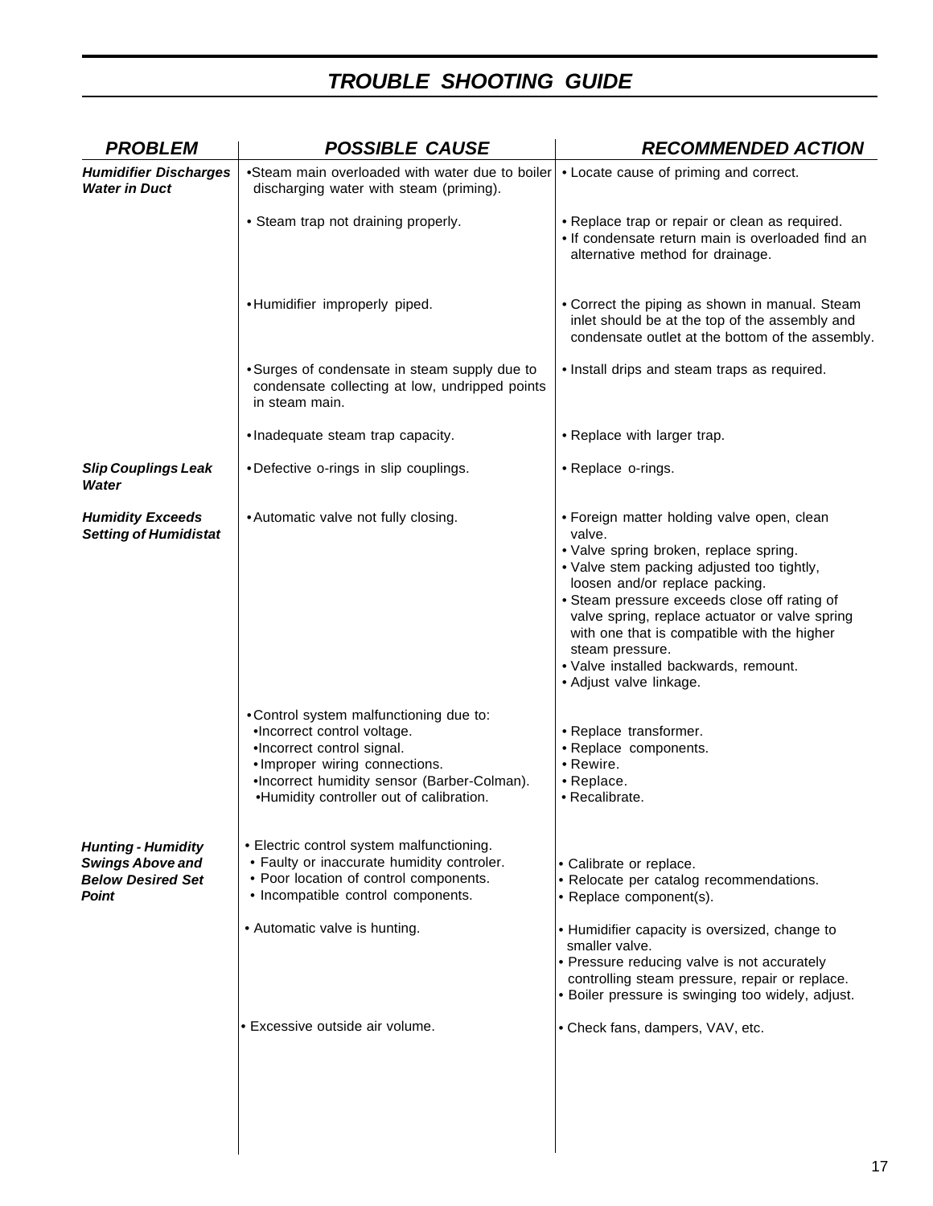# TROUBLE SHOOTING GUIDE

| PROBLEM | POSSIBLE CAUSE | RECOMMENDED ACTION |
|---|---|---|
| ***Humidifier Discharges Water in Duct*** | •Steam main overloaded with water due to boiler discharging water with steam (priming). | • Locate cause of priming and correct. |
| | • Steam trap not draining properly. | • Replace trap or repair or clean as required.<br>• If condensate return main is overloaded find an alternative method for drainage. |
| | • Humidifier improperly piped. | • Correct the piping as shown in manual. Steam inlet should be at the top of the assembly and condensate outlet at the bottom of the assembly. |
| | • Surges of condensate in steam supply due to condensate collecting at low, undripped points in steam main. | • Install drips and steam traps as required. |
| | • Inadequate steam trap capacity. | • Replace with larger trap. |
| ***Slip Couplings Leak Water*** | • Defective o-rings in slip couplings. | • Replace o-rings. |
| ***Humidity Exceeds Setting of Humidistat*** | • Automatic valve not fully closing. | • Foreign matter holding valve open, clean valve.<br>• Valve spring broken, replace spring.<br>• Valve stem packing adjusted too tightly, loosen and/or replace packing.<br>• Steam pressure exceeds close off rating of valve spring, replace actuator or valve spring with one that is compatible with the higher steam pressure.<br>• Valve installed backwards, remount.<br>• Adjust valve linkage. |
| | • Control system malfunctioning due to:<br>•Incorrect control voltage.<br>•Incorrect control signal.<br>• Improper wiring connections.<br>•Incorrect humidity sensor (Barber-Colman).<br>•Humidity controller out of calibration. | <br>• Replace transformer.<br>• Replace components.<br>• Rewire.<br>• Replace.<br>• Recalibrate. |
| ***Hunting - Humidity Swings Above and Below Desired Set Point*** | • Electric control system malfunctioning.<br>• Faulty or inaccurate humidity controler.<br>• Poor location of control components.<br>• Incompatible control components. | <br>• Calibrate or replace.<br>• Relocate per catalog recommendations.<br>• Replace component(s). |
| | • Automatic valve is hunting. | • Humidifier capacity is oversized, change to smaller valve.<br>• Pressure reducing valve is not accurately controlling steam pressure, repair or replace.<br>• Boiler pressure is swinging too widely, adjust. |
| | • Excessive outside air volume. | • Check fans, dampers, VAV, etc. |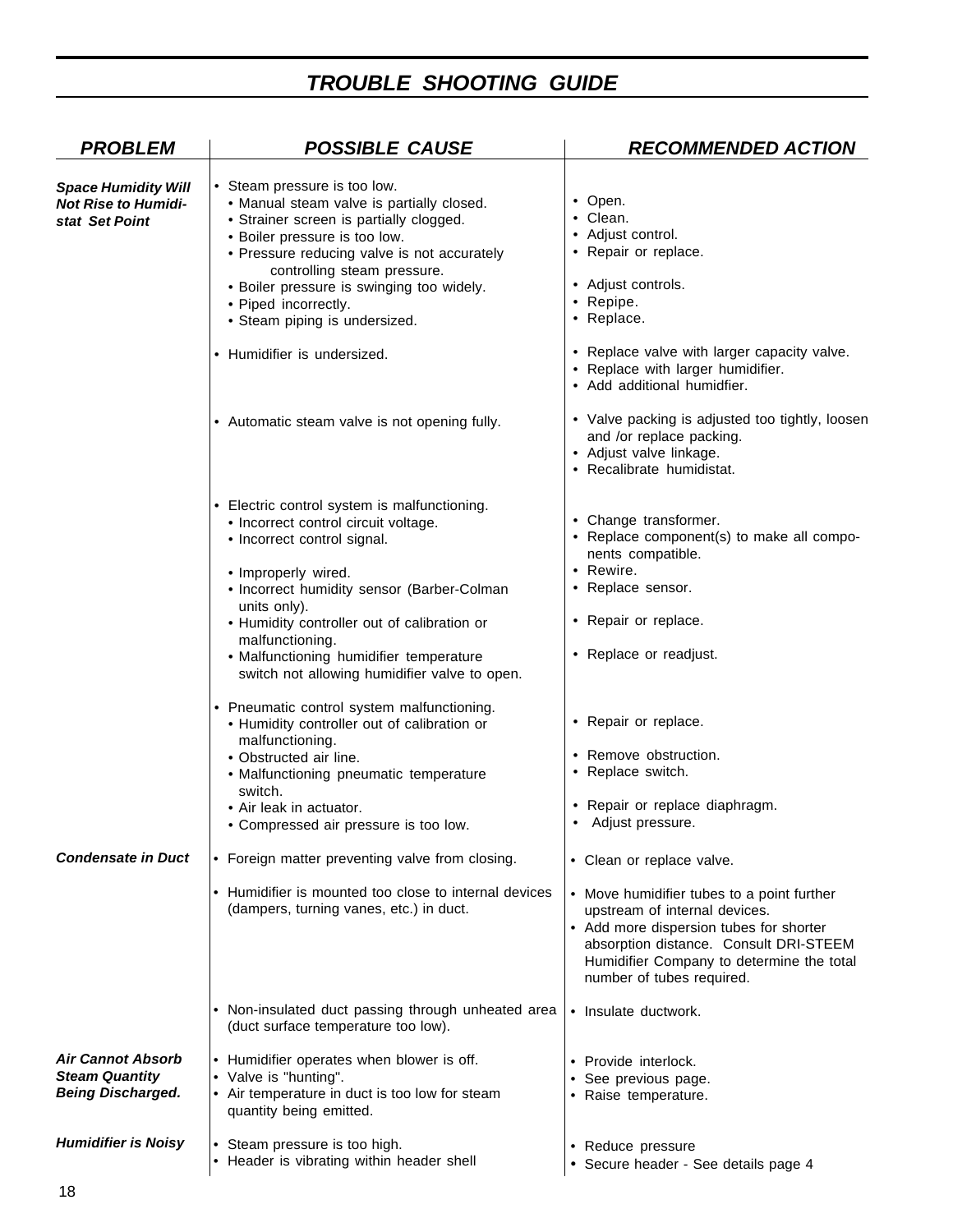# TROUBLE SHOOTING GUIDE

| PROBLEM | POSSIBLE CAUSE | RECOMMENDED ACTION |
|---|---|---|
| ***Space Humidity Will Not Rise to Humidistat Set Point*** | • Steam pressure is too low. | |
| | • Manual steam valve is partially closed. | • Open. |
| | • Strainer screen is partially clogged. | • Clean. |
| | • Boiler pressure is too low. | • Adjust control. |
| | • Pressure reducing valve is not accurately controlling steam pressure. | • Repair or replace. |
| | • Boiler pressure is swinging too widely. | • Adjust controls. |
| | • Piped incorrectly. | • Repipe. |
| | • Steam piping is undersized. | • Replace. |
| | • Humidifier is undersized. | • Replace valve with larger capacity valve.<br>• Replace with larger humidifier.<br>• Add additional humidfier. |
| | • Automatic steam valve is not opening fully. | • Valve packing is adjusted too tightly, loosen and /or replace packing.<br>• Adjust valve linkage.<br>• Recalibrate humidistat. |
| | • Electric control system is malfunctioning. | |
| | • Incorrect control circuit voltage. | • Change transformer. |
| | • Incorrect control signal. | • Replace component(s) to make all components compatible. |
| | • Improperly wired. | • Rewire. |
| | • Incorrect humidity sensor (Barber-Colman units only). | • Replace sensor. |
| | • Humidity controller out of calibration or malfunctioning. | • Repair or replace. |
| | • Malfunctioning humidifier temperature switch not allowing humidifier valve to open. | • Replace or readjust. |
| | • Pneumatic control system malfunctioning. | |
| | • Humidity controller out of calibration or malfunctioning. | • Repair or replace. |
| | • Obstructed air line. | • Remove obstruction. |
| | • Malfunctioning pneumatic temperature switch. | • Replace switch. |
| | • Air leak in actuator. | • Repair or replace diaphragm. |
| | • Compressed air pressure is too low. | • Adjust pressure. |
| ***Condensate in Duct*** | • Foreign matter preventing valve from closing. | • Clean or replace valve. |
| | • Humidifier is mounted too close to internal devices (dampers, turning vanes, etc.) in duct. | • Move humidifier tubes to a point further upstream of internal devices.<br>• Add more dispersion tubes for shorter absorption distance. Consult DRI-STEEM Humidifier Company to determine the total number of tubes required. |
| | • Non-insulated duct passing through unheated area (duct surface temperature too low). | • Insulate ductwork. |
| ***Air Cannot Absorb Steam Quantity Being Discharged.*** | • Humidifier operates when blower is off. | • Provide interlock. |
| | • Valve is "hunting". | • See previous page. |
| | • Air temperature in duct is too low for steam quantity being emitted. | • Raise temperature. |
| ***Humidifier is Noisy*** | • Steam pressure is too high. | • Reduce pressure |
| | • Header is vibrating within header shell | • Secure header - See details page 4 |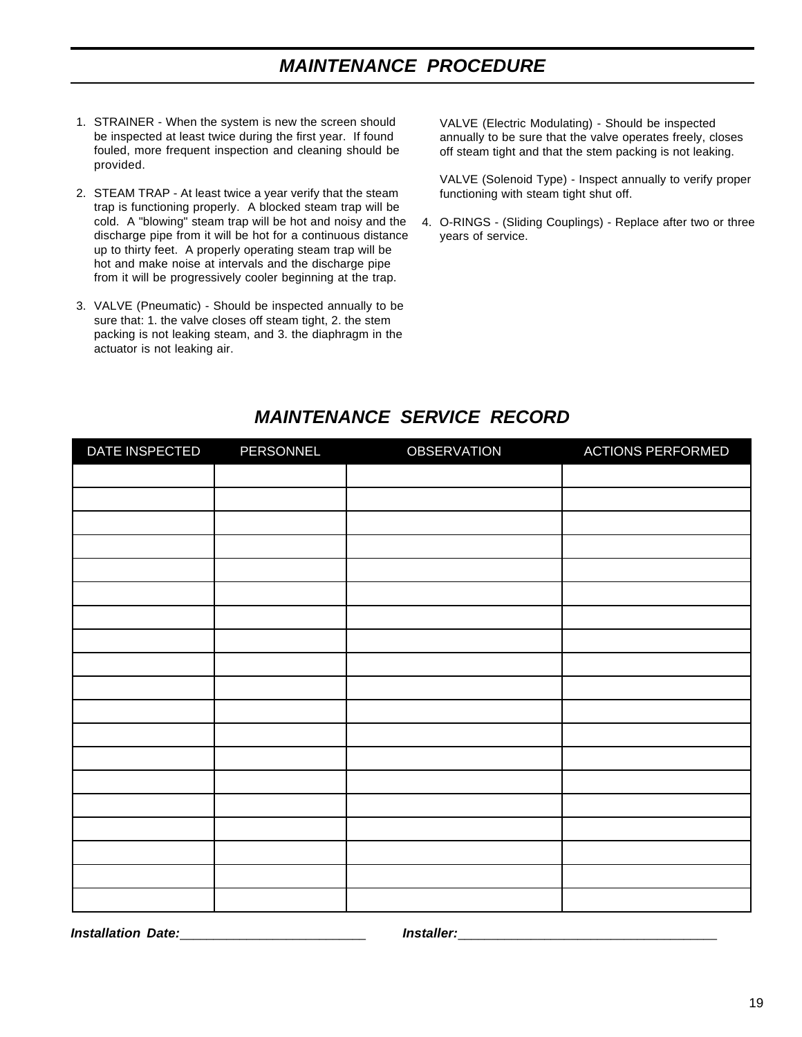## MAINTENANCE PROCEDURE

1. STRAINER - When the system is new the screen should be inspected at least twice during the first year. If found fouled, more frequent inspection and cleaning should be provided.

2. STEAM TRAP - At least twice a year verify that the steam trap is functioning properly. A blocked steam trap will be cold. A "blowing" steam trap will be hot and noisy and the discharge pipe from it will be hot for a continuous distance up to thirty feet. A properly operating steam trap will be hot and make noise at intervals and the discharge pipe from it will be progressively cooler beginning at the trap.

3. VALVE (Pneumatic) - Should be inspected annually to be sure that: 1. the valve closes off steam tight, 2. the stem packing is not leaking steam, and 3. the diaphragm in the actuator is not leaking air.

   VALVE (Electric Modulating) - Should be inspected annually to be sure that the valve operates freely, closes off steam tight and that the stem packing is not leaking.

   VALVE (Solenoid Type) - Inspect annually to verify proper functioning with steam tight shut off.

4. O-RINGS - (Sliding Couplings) - Replace after two or three years of service.

## MAINTENANCE SERVICE RECORD

| DATE INSPECTED | PERSONNEL | OBSERVATION | ACTIONS PERFORMED |
|---|---|---|---|
| | | | |
| | | | |
| | | | |
| | | | |
| | | | |
| | | | |
| | | | |
| | | | |
| | | | |
| | | | |
| | | | |
| | | | |
| | | | |
| | | | |
| | | | |
| | | | |
| | | | |
| | | | |
| | | | |

***Installation Date:***__________________________ ***Installer:***____________________________________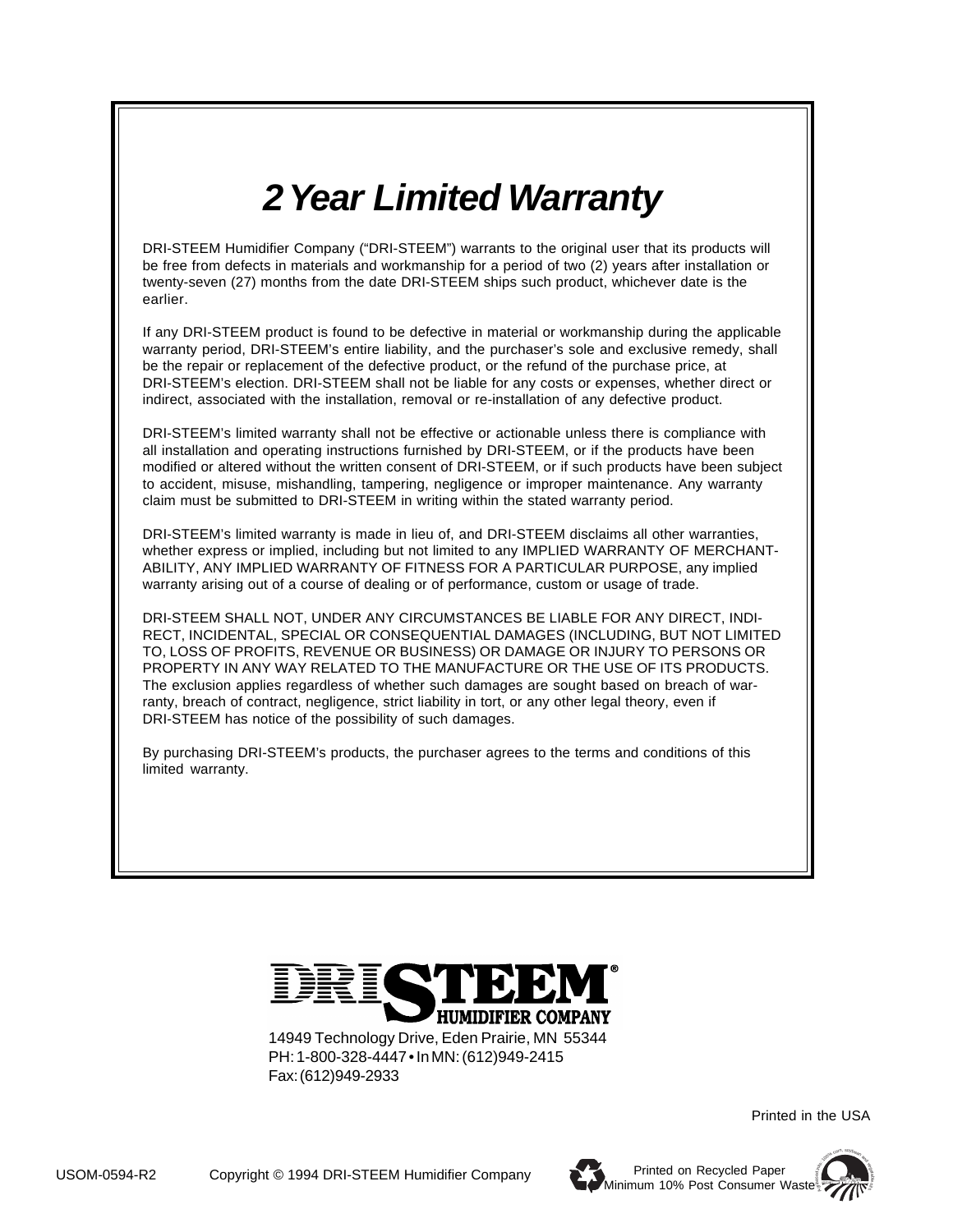# *2 Year Limited Warranty*

DRI-STEEM Humidifier Company ("DRI-STEEM") warrants to the original user that its products will be free from defects in materials and workmanship for a period of two (2) years after installation or twenty-seven (27) months from the date DRI-STEEM ships such product, whichever date is the earlier.

If any DRI-STEEM product is found to be defective in material or workmanship during the applicable warranty period, DRI-STEEM's entire liability, and the purchaser's sole and exclusive remedy, shall be the repair or replacement of the defective product, or the refund of the purchase price, at DRI-STEEM's election. DRI-STEEM shall not be liable for any costs or expenses, whether direct or indirect, associated with the installation, removal or re-installation of any defective product.

DRI-STEEM's limited warranty shall not be effective or actionable unless there is compliance with all installation and operating instructions furnished by DRI-STEEM, or if the products have been modified or altered without the written consent of DRI-STEEM, or if such products have been subject to accident, misuse, mishandling, tampering, negligence or improper maintenance. Any warranty claim must be submitted to DRI-STEEM in writing within the stated warranty period.

DRI-STEEM's limited warranty is made in lieu of, and DRI-STEEM disclaims all other warranties, whether express or implied, including but not limited to any IMPLIED WARRANTY OF MERCHANTABILITY, ANY IMPLIED WARRANTY OF FITNESS FOR A PARTICULAR PURPOSE, any implied warranty arising out of a course of dealing or of performance, custom or usage of trade.

DRI-STEEM SHALL NOT, UNDER ANY CIRCUMSTANCES BE LIABLE FOR ANY DIRECT, INDIRECT, INCIDENTAL, SPECIAL OR CONSEQUENTIAL DAMAGES (INCLUDING, BUT NOT LIMITED TO, LOSS OF PROFITS, REVENUE OR BUSINESS) OR DAMAGE OR INJURY TO PERSONS OR PROPERTY IN ANY WAY RELATED TO THE MANUFACTURE OR THE USE OF ITS PRODUCTS. The exclusion applies regardless of whether such damages are sought based on breach of warranty, breach of contract, negligence, strict liability in tort, or any other legal theory, even if DRI-STEEM has notice of the possibility of such damages.

By purchasing DRI-STEEM's products, the purchaser agrees to the terms and conditions of this limited warranty.

DRI STEEM®
HUMIDIFIER COMPANY

14949 Technology Drive, Eden Prairie, MN 55344
PH: 1-800-328-4447 • In MN: (612)949-2415
Fax: (612)949-2933

Printed in the USA

USOM-0594-R2 Copyright © 1994 DRI-STEEM Humidifier Company

Printed on Recycled Paper
Minimum 10% Post Consumer Waste